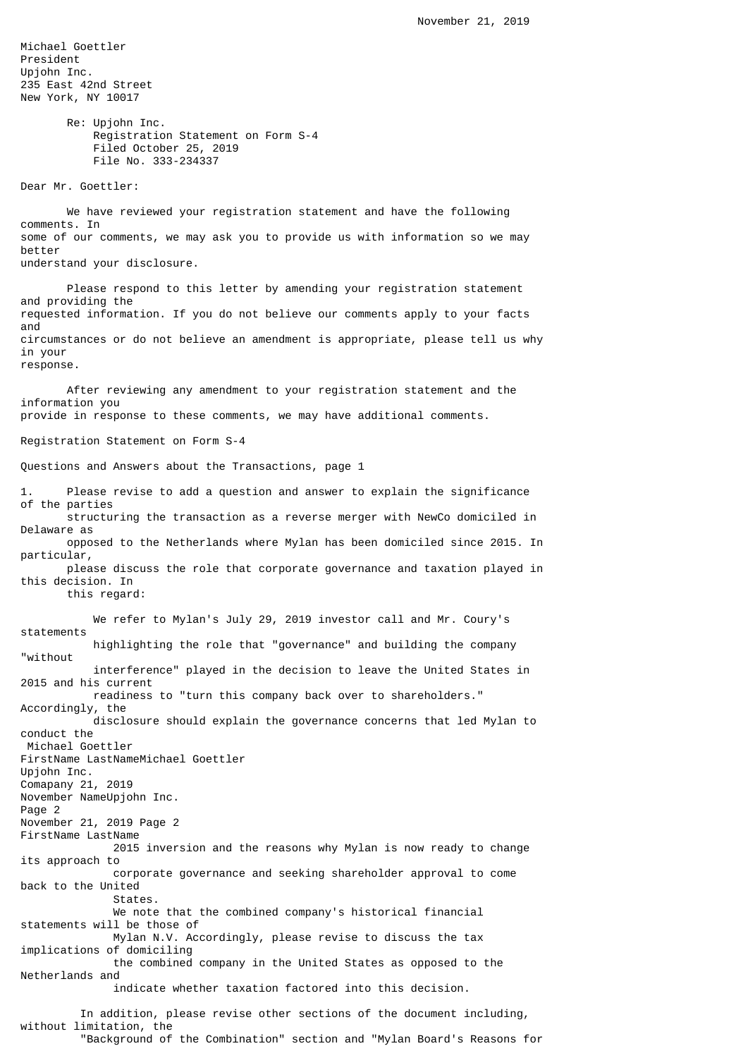November 21, 2019

Michael Goettler
President
Upjohn Inc.
235 East 42nd Street
New York, NY 10017

Re: Upjohn Inc.
Registration Statement on Form S-4
Filed October 25, 2019
File No. 333-234337

Dear Mr. Goettler:

We have reviewed your registration statement and have the following comments. In some of our comments, we may ask you to provide us with information so we may better understand your disclosure.

Please respond to this letter by amending your registration statement and providing the requested information. If you do not believe our comments apply to your facts and circumstances or do not believe an amendment is appropriate, please tell us why in your response.

After reviewing any amendment to your registration statement and the information you provide in response to these comments, we may have additional comments.

Registration Statement on Form S-4

Questions and Answers about the Transactions, page 1

1. Please revise to add a question and answer to explain the significance of the parties structuring the transaction as a reverse merger with NewCo domiciled in Delaware as opposed to the Netherlands where Mylan has been domiciled since 2015. In particular, please discuss the role that corporate governance and taxation played in this decision. In this regard:

   - We refer to Mylan's July 29, 2019 investor call and Mr. Coury's statements highlighting the role that "governance" and building the company "without interference" played in the decision to leave the United States in 2015 and his current readiness to "turn this company back over to shareholders." Accordingly, the disclosure should explain the governance concerns that led Mylan to conduct the 2015 inversion and the reasons why Mylan is now ready to change its approach to corporate governance and seeking shareholder approval to come back to the United States.
   - We note that the combined company's historical financial statements will be those of Mylan N.V. Accordingly, please revise to discuss the tax implications of domiciling the combined company in the United States as opposed to the Netherlands and indicate whether taxation factored into this decision.

   In addition, please revise other sections of the document including, without limitation, the "Background of the Combination" section and "Mylan Board's Reasons for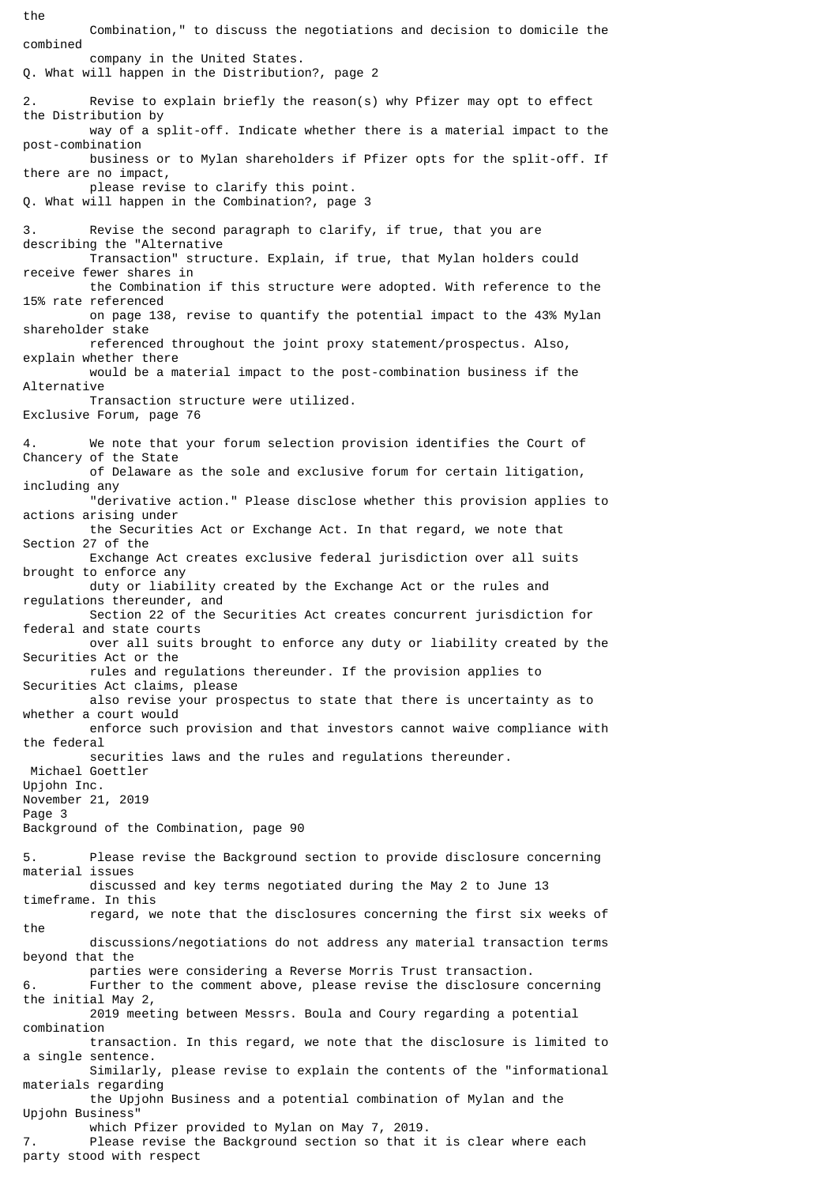the Combination," to discuss the negotiations and decision to domicile the combined company in the United States.

Q. What will happen in the Distribution?, page 2

2. Revise to explain briefly the reason(s) why Pfizer may opt to effect the Distribution by way of a split-off. Indicate whether there is a material impact to the post-combination business or to Mylan shareholders if Pfizer opts for the split-off. If there are no impact, please revise to clarify this point.

Q. What will happen in the Combination?, page 3

3. Revise the second paragraph to clarify, if true, that you are describing the "Alternative Transaction" structure. Explain, if true, that Mylan holders could receive fewer shares in the Combination if this structure were adopted. With reference to the 15% rate referenced on page 138, revise to quantify the potential impact to the 43% Mylan shareholder stake referenced throughout the joint proxy statement/prospectus. Also, explain whether there would be a material impact to the post-combination business if the Alternative Transaction structure were utilized.

Exclusive Forum, page 76

4. We note that your forum selection provision identifies the Court of Chancery of the State of Delaware as the sole and exclusive forum for certain litigation, including any "derivative action." Please disclose whether this provision applies to actions arising under the Securities Act or Exchange Act. In that regard, we note that Section 27 of the Exchange Act creates exclusive federal jurisdiction over all suits brought to enforce any duty or liability created by the Exchange Act or the rules and regulations thereunder, and Section 22 of the Securities Act creates concurrent jurisdiction for federal and state courts over all suits brought to enforce any duty or liability created by the Securities Act or the rules and regulations thereunder. If the provision applies to Securities Act claims, please also revise your prospectus to state that there is uncertainty as to whether a court would enforce such provision and that investors cannot waive compliance with the federal securities laws and the rules and regulations thereunder.

Michael Goettler
Upjohn Inc.
November 21, 2019
Page 3

Background of the Combination, page 90

5. Please revise the Background section to provide disclosure concerning material issues discussed and key terms negotiated during the May 2 to June 13 timeframe. In this regard, we note that the disclosures concerning the first six weeks of the discussions/negotiations do not address any material transaction terms beyond that the parties were considering a Reverse Morris Trust transaction.

6. Further to the comment above, please revise the disclosure concerning the initial May 2, 2019 meeting between Messrs. Boula and Coury regarding a potential combination transaction. In this regard, we note that the disclosure is limited to a single sentence. Similarly, please revise to explain the contents of the "informational materials regarding the Upjohn Business and a potential combination of Mylan and the Upjohn Business" which Pfizer provided to Mylan on May 7, 2019.

7. Please revise the Background section so that it is clear where each party stood with respect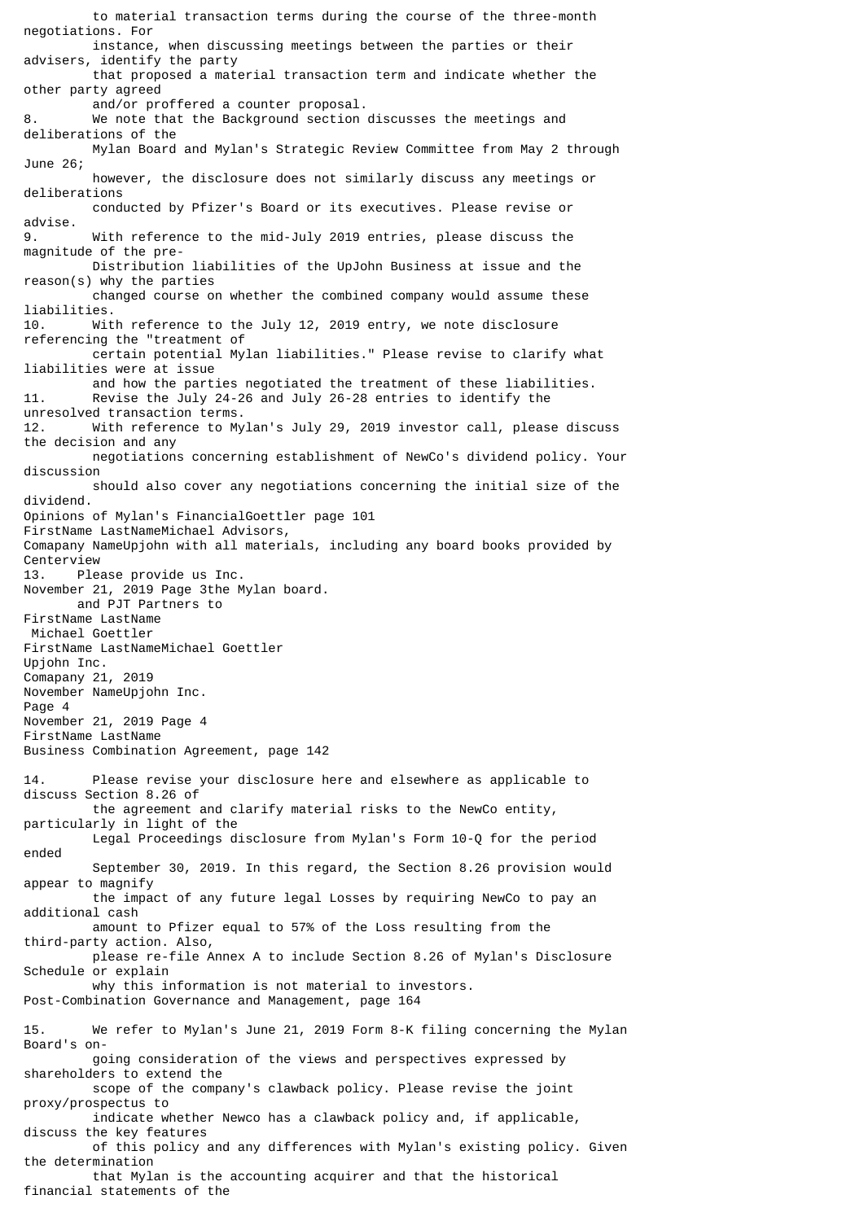to material transaction terms during the course of the three-month negotiations. For instance, when discussing meetings between the parties or their advisers, identify the party that proposed a material transaction term and indicate whether the other party agreed and/or proffered a counter proposal.

8. We note that the Background section discusses the meetings and deliberations of the Mylan Board and Mylan's Strategic Review Committee from May 2 through June 26; however, the disclosure does not similarly discuss any meetings or deliberations conducted by Pfizer's Board or its executives. Please revise or advise.

9. With reference to the mid-July 2019 entries, please discuss the magnitude of the pre-Distribution liabilities of the UpJohn Business at issue and the reason(s) why the parties changed course on whether the combined company would assume these liabilities.

10. With reference to the July 12, 2019 entry, we note disclosure referencing the "treatment of certain potential Mylan liabilities." Please revise to clarify what liabilities were at issue and how the parties negotiated the treatment of these liabilities.

11. Revise the July 24-26 and July 26-28 entries to identify the unresolved transaction terms.

12. With reference to Mylan's July 29, 2019 investor call, please discuss the decision and any negotiations concerning establishment of NewCo's dividend policy. Your discussion should also cover any negotiations concerning the initial size of the dividend.

Opinions of Mylan's Financial Advisors, page 101

13. Please provide us with all materials, including any board books provided by Centerview and PJT Partners to the Mylan board.

Business Combination Agreement, page 142

14. Please revise your disclosure here and elsewhere as applicable to discuss Section 8.26 of the agreement and clarify material risks to the NewCo entity, particularly in light of the Legal Proceedings disclosure from Mylan's Form 10-Q for the period ended September 30, 2019. In this regard, the Section 8.26 provision would appear to magnify the impact of any future legal Losses by requiring NewCo to pay an additional cash amount to Pfizer equal to 57% of the Loss resulting from the third-party action. Also, please re-file Annex A to include Section 8.26 of Mylan's Disclosure Schedule or explain why this information is not material to investors.

Post-Combination Governance and Management, page 164

15. We refer to Mylan's June 21, 2019 Form 8-K filing concerning the Mylan Board's on-going consideration of the views and perspectives expressed by shareholders to extend the scope of the company's clawback policy. Please revise the joint proxy/prospectus to indicate whether Newco has a clawback policy and, if applicable, discuss the key features of this policy and any differences with Mylan's existing policy. Given the determination that Mylan is the accounting acquirer and that the historical financial statements of the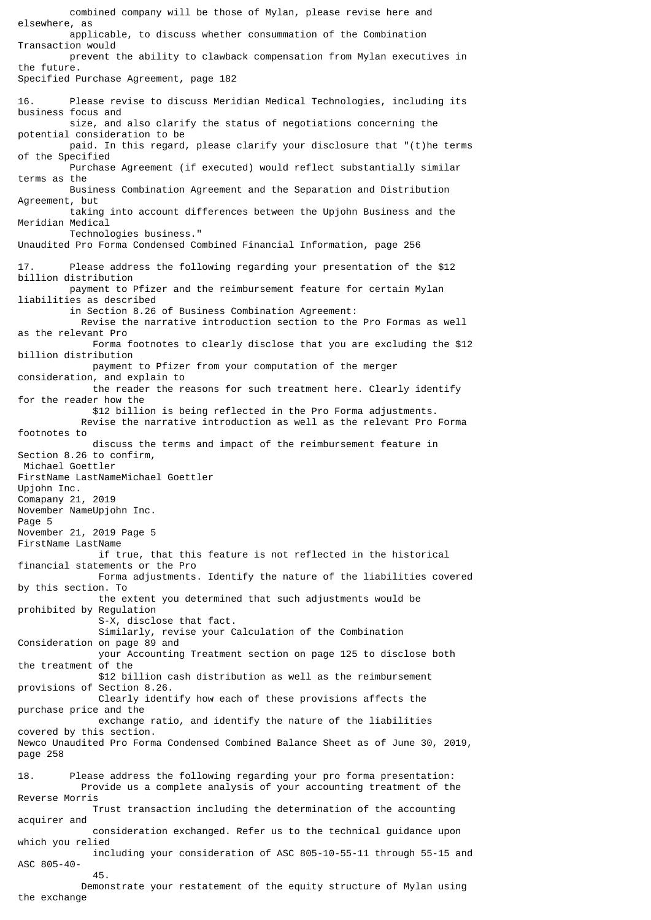combined company will be those of Mylan, please revise here and elsewhere, as applicable, to discuss whether consummation of the Combination Transaction would prevent the ability to clawback compensation from Mylan executives in the future.

Specified Purchase Agreement, page 182

16. Please revise to discuss Meridian Medical Technologies, including its business focus and size, and also clarify the status of negotiations concerning the potential consideration to be paid. In this regard, please clarify your disclosure that "(t)he terms of the Specified Purchase Agreement (if executed) would reflect substantially similar terms as the Business Combination Agreement and the Separation and Distribution Agreement, but taking into account differences between the Upjohn Business and the Meridian Medical Technologies business."

Unaudited Pro Forma Condensed Combined Financial Information, page 256

17. Please address the following regarding your presentation of the $12 billion distribution payment to Pfizer and the reimbursement feature for certain Mylan liabilities as described in Section 8.26 of Business Combination Agreement:

- Revise the narrative introduction section to the Pro Formas as well as the relevant Pro Forma footnotes to clearly disclose that you are excluding the $12 billion distribution payment to Pfizer from your computation of the merger consideration, and explain to the reader the reasons for such treatment here. Clearly identify for the reader how the $12 billion is being reflected in the Pro Forma adjustments.
- Revise the narrative introduction as well as the relevant Pro Forma footnotes to discuss the terms and impact of the reimbursement feature in Section 8.26 to confirm, if true, that this feature is not reflected in the historical financial statements or the Pro Forma adjustments. Identify the nature of the liabilities covered by this section. To the extent you determined that such adjustments would be prohibited by Regulation S-X, disclose that fact.
- Similarly, revise your Calculation of the Combination Consideration on page 89 and your Accounting Treatment section on page 125 to disclose both the treatment of the $12 billion cash distribution as well as the reimbursement provisions of Section 8.26. Clearly identify how each of these provisions affects the purchase price and the exchange ratio, and identify the nature of the liabilities covered by this section.

Newco Unaudited Pro Forma Condensed Combined Balance Sheet as of June 30, 2019, page 258

18. Please address the following regarding your pro forma presentation:

- Provide us a complete analysis of your accounting treatment of the Reverse Morris Trust transaction including the determination of the accounting acquirer and consideration exchanged. Refer us to the technical guidance upon which you relied including your consideration of ASC 805-10-55-11 through 55-15 and ASC 805-40-45.
- Demonstrate your restatement of the equity structure of Mylan using the exchange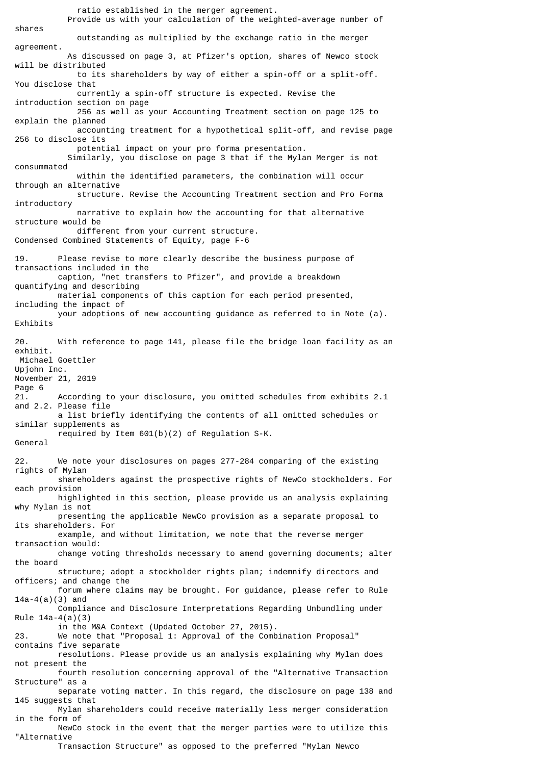ratio established in the merger agreement.

Provide us with your calculation of the weighted-average number of shares outstanding as multiplied by the exchange ratio in the merger agreement.

As discussed on page 3, at Pfizer's option, shares of Newco stock will be distributed to its shareholders by way of either a spin-off or a split-off. You disclose that currently a spin-off structure is expected. Revise the introduction section on page 256 as well as your Accounting Treatment section on page 125 to explain the planned accounting treatment for a hypothetical split-off, and revise page 256 to disclose its potential impact on your pro forma presentation.

Similarly, you disclose on page 3 that if the Mylan Merger is not consummated within the identified parameters, the combination will occur through an alternative structure. Revise the Accounting Treatment section and Pro Forma introductory narrative to explain how the accounting for that alternative structure would be different from your current structure.

Condensed Combined Statements of Equity, page F-6

19. Please revise to more clearly describe the business purpose of transactions included in the caption, "net transfers to Pfizer", and provide a breakdown quantifying and describing material components of this caption for each period presented, including the impact of your adoptions of new accounting guidance as referred to in Note (a).

Exhibits

20. With reference to page 141, please file the bridge loan facility as an exhibit.

Michael Goettler
Upjohn Inc.
November 21, 2019
Page 6

21. According to your disclosure, you omitted schedules from exhibits 2.1 and 2.2. Please file a list briefly identifying the contents of all omitted schedules or similar supplements as required by Item 601(b)(2) of Regulation S-K.

General

22. We note your disclosures on pages 277-284 comparing of the existing rights of Mylan shareholders against the prospective rights of NewCo stockholders. For each provision highlighted in this section, please provide us an analysis explaining why Mylan is not presenting the applicable NewCo provision as a separate proposal to its shareholders. For example, and without limitation, we note that the reverse merger transaction would: change voting thresholds necessary to amend governing documents; alter the board structure; adopt a stockholder rights plan; indemnify directors and officers; and change the forum where claims may be brought. For guidance, please refer to Rule 14a-4(a)(3) and Compliance and Disclosure Interpretations Regarding Unbundling under Rule 14a-4(a)(3) in the M&A Context (Updated October 27, 2015).

23. We note that "Proposal 1: Approval of the Combination Proposal" contains five separate resolutions. Please provide us an analysis explaining why Mylan does not present the fourth resolution concerning approval of the "Alternative Transaction Structure" as a separate voting matter. In this regard, the disclosure on page 138 and 145 suggests that Mylan shareholders could receive materially less merger consideration in the form of NewCo stock in the event that the merger parties were to utilize this "Alternative Transaction Structure" as opposed to the preferred "Mylan Newco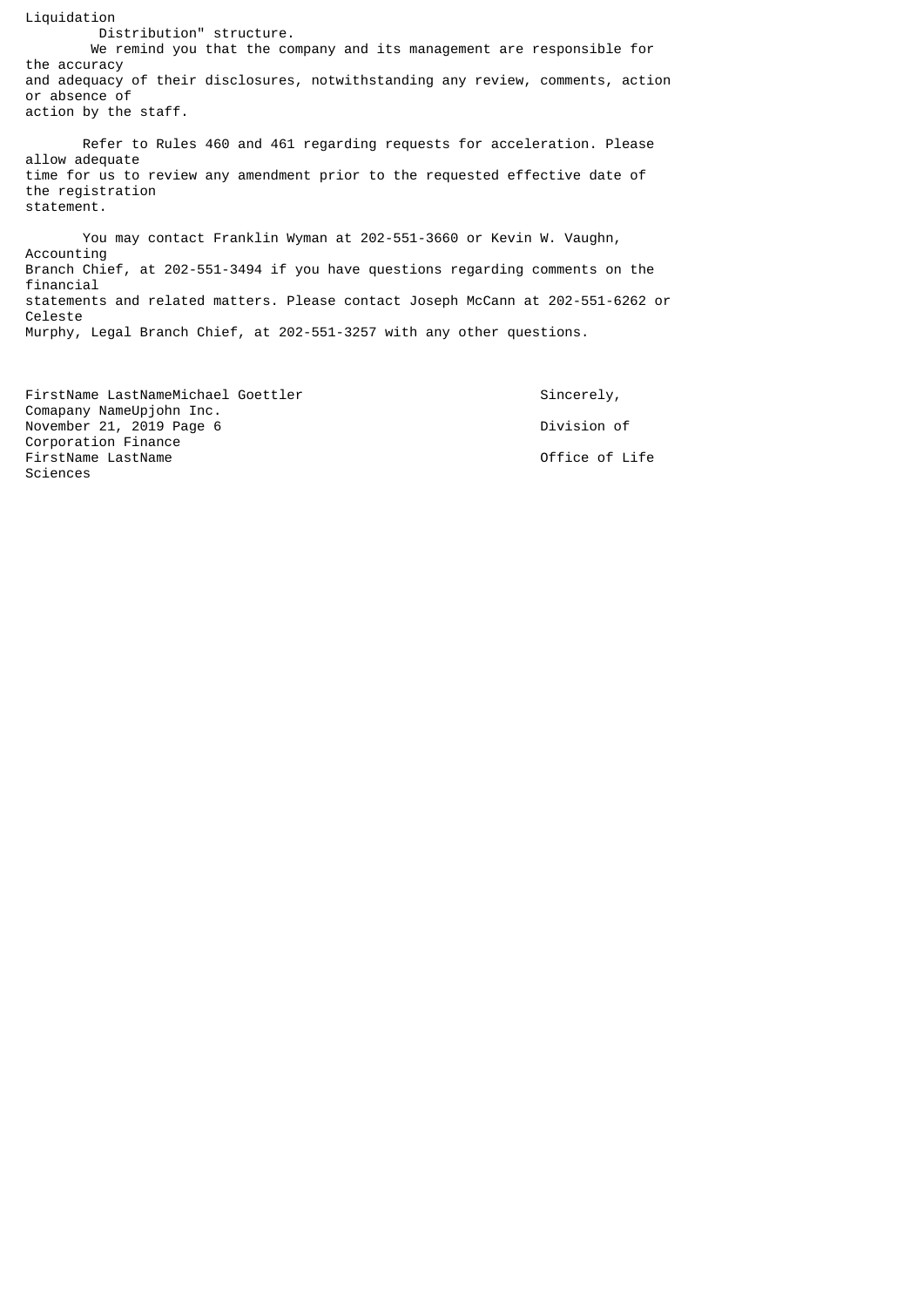Liquidation Distribution" structure.

We remind you that the company and its management are responsible for the accuracy and adequacy of their disclosures, notwithstanding any review, comments, action or absence of action by the staff.

Refer to Rules 460 and 461 regarding requests for acceleration. Please allow adequate time for us to review any amendment prior to the requested effective date of the registration statement.

You may contact Franklin Wyman at 202-551-3660 or Kevin W. Vaughn, Accounting Branch Chief, at 202-551-3494 if you have questions regarding comments on the financial statements and related matters. Please contact Joseph McCann at 202-551-6262 or Celeste Murphy, Legal Branch Chief, at 202-551-3257 with any other questions.

Sincerely,

Division of Corporation Finance

Office of Life Sciences